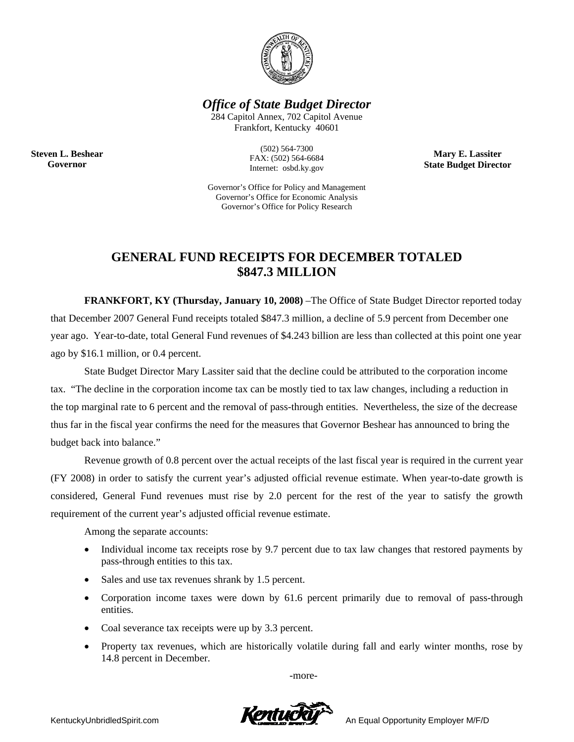*Office of State Budget Director*

284 Capitol Annex, 702 Capitol Avenue
Frankfort, Kentucky 40601

**Steven L. Beshear**
**Governor**

(502) 564-7300
FAX: (502) 564-6684
Internet: osbd.ky.gov

**Mary E. Lassiter**
**State Budget Director**

Governor's Office for Policy and Management
Governor's Office for Economic Analysis
Governor's Office for Policy Research

# GENERAL FUND RECEIPTS FOR DECEMBER TOTALED $847.3 MILLION

**FRANKFORT, KY (Thursday, January 10, 2008)** –The Office of State Budget Director reported today that December 2007 General Fund receipts totaled $847.3 million, a decline of 5.9 percent from December one year ago. Year-to-date, total General Fund revenues of $4.243 billion are less than collected at this point one year ago by $16.1 million, or 0.4 percent.

State Budget Director Mary Lassiter said that the decline could be attributed to the corporation income tax. "The decline in the corporation income tax can be mostly tied to tax law changes, including a reduction in the top marginal rate to 6 percent and the removal of pass-through entities. Nevertheless, the size of the decrease thus far in the fiscal year confirms the need for the measures that Governor Beshear has announced to bring the budget back into balance."

Revenue growth of 0.8 percent over the actual receipts of the last fiscal year is required in the current year (FY 2008) in order to satisfy the current year's adjusted official revenue estimate. When year-to-date growth is considered, General Fund revenues must rise by 2.0 percent for the rest of the year to satisfy the growth requirement of the current year's adjusted official revenue estimate.

Among the separate accounts:

- Individual income tax receipts rose by 9.7 percent due to tax law changes that restored payments by pass-through entities to this tax.
- Sales and use tax revenues shrank by 1.5 percent.
- Corporation income taxes were down by 61.6 percent primarily due to removal of pass-through entities.
- Coal severance tax receipts were up by 3.3 percent.
- Property tax revenues, which are historically volatile during fall and early winter months, rose by 14.8 percent in December.

-more-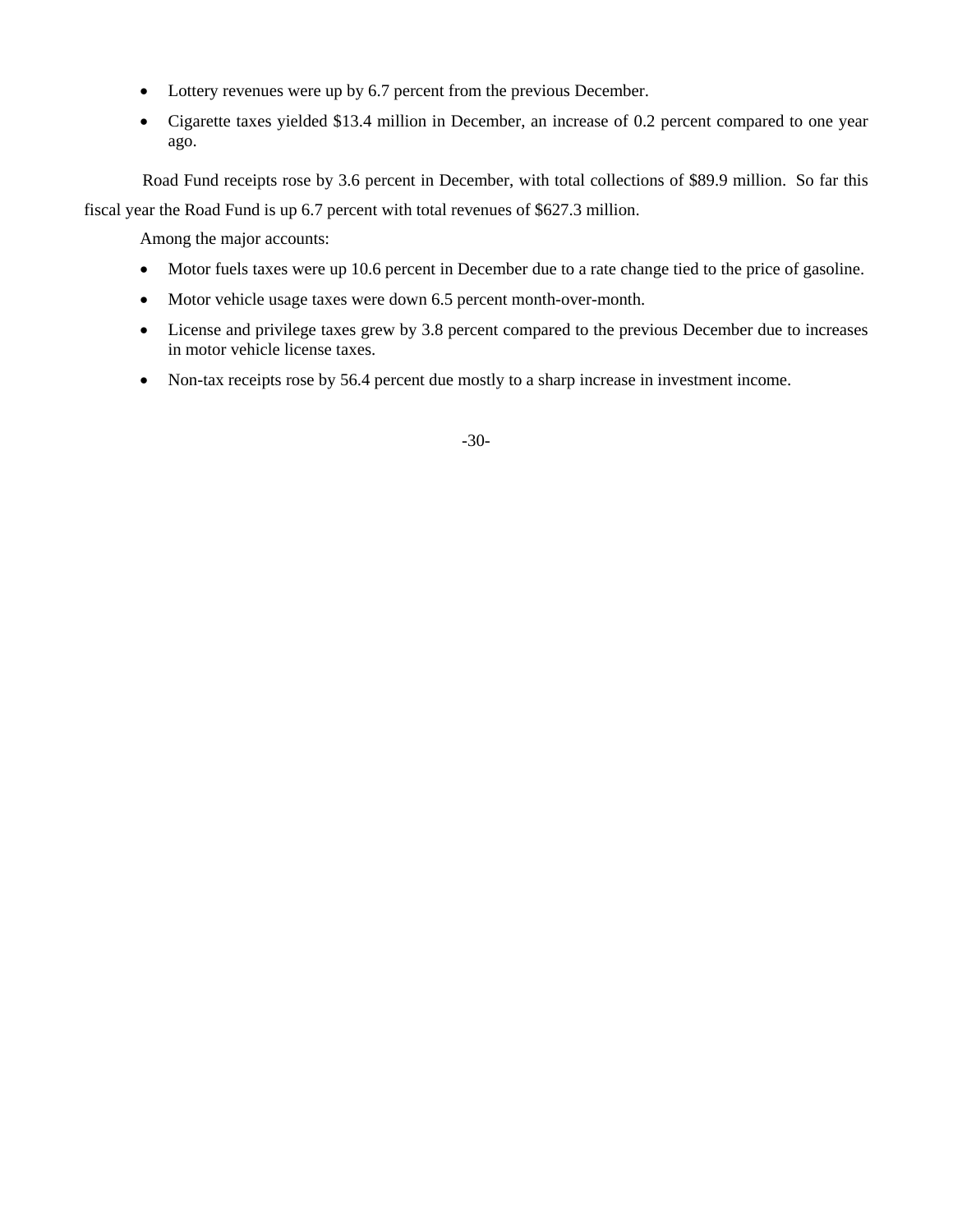- Lottery revenues were up by 6.7 percent from the previous December.
- Cigarette taxes yielded $13.4 million in December, an increase of 0.2 percent compared to one year ago.

Road Fund receipts rose by 3.6 percent in December, with total collections of $89.9 million. So far this fiscal year the Road Fund is up 6.7 percent with total revenues of $627.3 million.

Among the major accounts:

- Motor fuels taxes were up 10.6 percent in December due to a rate change tied to the price of gasoline.
- Motor vehicle usage taxes were down 6.5 percent month-over-month.
- License and privilege taxes grew by 3.8 percent compared to the previous December due to increases in motor vehicle license taxes.
- Non-tax receipts rose by 56.4 percent due mostly to a sharp increase in investment income.

-30-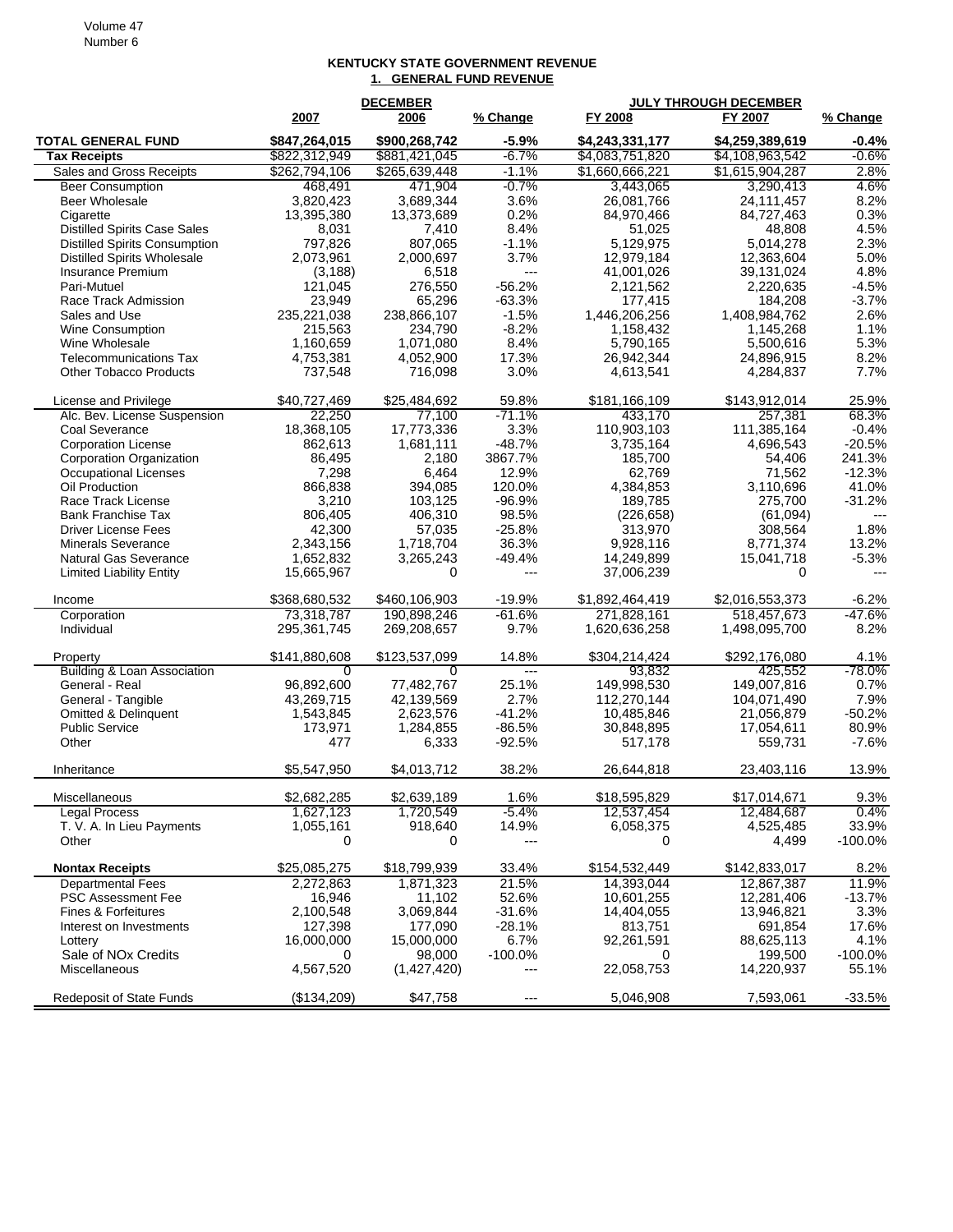### KENTUCKY STATE GOVERNMENT REVENUE

#### 1. GENERAL FUND REVENUE

| | DECEMBER | | | JULY THROUGH DECEMBER | | |
|---|---|---|---|---|---|---|
| | 2007 | 2006 | % Change | FY 2008 | FY 2007 | % Change |
| **TOTAL GENERAL FUND** | **$847,264,015** | **$900,268,742** | **-5.9%** | **$4,243,331,177** | **$4,259,389,619** | **-0.4%** |
| **Tax Receipts** | $822,312,949 | $881,421,045 | -6.7% | $4,083,751,820 | $4,108,963,542 | -0.6% |
| Sales and Gross Receipts | $262,794,106 | $265,639,448 | -1.1% | $1,660,666,221 | $1,615,904,287 | 2.8% |
| Beer Consumption | 468,491 | 471,904 | -0.7% | 3,443,065 | 3,290,413 | 4.6% |
| Beer Wholesale | 3,820,423 | 3,689,344 | 3.6% | 26,081,766 | 24,111,457 | 8.2% |
| Cigarette | 13,395,380 | 13,373,689 | 0.2% | 84,970,466 | 84,727,463 | 0.3% |
| Distilled Spirits Case Sales | 8,031 | 7,410 | 8.4% | 51,025 | 48,808 | 4.5% |
| Distilled Spirits Consumption | 797,826 | 807,065 | -1.1% | 5,129,975 | 5,014,278 | 2.3% |
| Distilled Spirits Wholesale | 2,073,961 | 2,000,697 | 3.7% | 12,979,184 | 12,363,604 | 5.0% |
| Insurance Premium | (3,188) | 6,518 | --- | 41,001,026 | 39,131,024 | 4.8% |
| Pari-Mutuel | 121,045 | 276,550 | -56.2% | 2,121,562 | 2,220,635 | -4.5% |
| Race Track Admission | 23,949 | 65,296 | -63.3% | 177,415 | 184,208 | -3.7% |
| Sales and Use | 235,221,038 | 238,866,107 | -1.5% | 1,446,206,256 | 1,408,984,762 | 2.6% |
| Wine Consumption | 215,563 | 234,790 | -8.2% | 1,158,432 | 1,145,268 | 1.1% |
| Wine Wholesale | 1,160,659 | 1,071,080 | 8.4% | 5,790,165 | 5,500,616 | 5.3% |
| Telecommunications Tax | 4,753,381 | 4,052,900 | 17.3% | 26,942,344 | 24,896,915 | 8.2% |
| Other Tobacco Products | 737,548 | 716,098 | 3.0% | 4,613,541 | 4,284,837 | 7.7% |
| | | | | | | |
| License and Privilege | $40,727,469 | $25,484,692 | 59.8% | $181,166,109 | $143,912,014 | 25.9% |
| Alc. Bev. License Suspension | 22,250 | 77,100 | -71.1% | 433,170 | 257,381 | 68.3% |
| Coal Severance | 18,368,105 | 17,773,336 | 3.3% | 110,903,103 | 111,385,164 | -0.4% |
| Corporation License | 862,613 | 1,681,111 | -48.7% | 3,735,164 | 4,696,543 | -20.5% |
| Corporation Organization | 86,495 | 2,180 | 3867.7% | 185,700 | 54,406 | 241.3% |
| Occupational Licenses | 7,298 | 6,464 | 12.9% | 62,769 | 71,562 | -12.3% |
| Oil Production | 866,838 | 394,085 | 120.0% | 4,384,853 | 3,110,696 | 41.0% |
| Race Track License | 3,210 | 103,125 | -96.9% | 189,785 | 275,700 | -31.2% |
| Bank Franchise Tax | 806,405 | 406,310 | 98.5% | (226,658) | (61,094) | --- |
| Driver License Fees | 42,300 | 57,035 | -25.8% | 313,970 | 308,564 | 1.8% |
| Minerals Severance | 2,343,156 | 1,718,704 | 36.3% | 9,928,116 | 8,771,374 | 13.2% |
| Natural Gas Severance | 1,652,832 | 3,265,243 | -49.4% | 14,249,899 | 15,041,718 | -5.3% |
| Limited Liability Entity | 15,665,967 | 0 | --- | 37,006,239 | 0 | --- |
| | | | | | | |
| Income | $368,680,532 | $460,106,903 | -19.9% | $1,892,464,419 | $2,016,553,373 | -6.2% |
| Corporation | 73,318,787 | 190,898,246 | -61.6% | 271,828,161 | 518,457,673 | -47.6% |
| Individual | 295,361,745 | 269,208,657 | 9.7% | 1,620,636,258 | 1,498,095,700 | 8.2% |
| | | | | | | |
| Property | $141,880,608 | $123,537,099 | 14.8% | $304,214,424 | $292,176,080 | 4.1% |
| Building & Loan Association | 0 | 0 | --- | 93,832 | 425,552 | -78.0% |
| General - Real | 96,892,600 | 77,482,767 | 25.1% | 149,998,530 | 149,007,816 | 0.7% |
| General - Tangible | 43,269,715 | 42,139,569 | 2.7% | 112,270,144 | 104,071,490 | 7.9% |
| Omitted & Delinquent | 1,543,845 | 2,623,576 | -41.2% | 10,485,846 | 21,056,879 | -50.2% |
| Public Service | 173,971 | 1,284,855 | -86.5% | 30,848,895 | 17,054,611 | 80.9% |
| Other | 477 | 6,333 | -92.5% | 517,178 | 559,731 | -7.6% |
| | | | | | | |
| Inheritance | $5,547,950 | $4,013,712 | 38.2% | 26,644,818 | 23,403,116 | 13.9% |
| | | | | | | |
| Miscellaneous | $2,682,285 | $2,639,189 | 1.6% | $18,595,829 | $17,014,671 | 9.3% |
| Legal Process | 1,627,123 | 1,720,549 | -5.4% | 12,537,454 | 12,484,687 | 0.4% |
| T. V. A. In Lieu Payments | 1,055,161 | 918,640 | 14.9% | 6,058,375 | 4,525,485 | 33.9% |
| Other | 0 | 0 | --- | 0 | 4,499 | -100.0% |
| | | | | | | |
| **Nontax Receipts** | $25,085,275 | $18,799,939 | 33.4% | $154,532,449 | $142,833,017 | 8.2% |
| Departmental Fees | 2,272,863 | 1,871,323 | 21.5% | 14,393,044 | 12,867,387 | 11.9% |
| PSC Assessment Fee | 16,946 | 11,102 | 52.6% | 10,601,255 | 12,281,406 | -13.7% |
| Fines & Forfeitures | 2,100,548 | 3,069,844 | -31.6% | 14,404,055 | 13,946,821 | 3.3% |
| Interest on Investments | 127,398 | 177,090 | -28.1% | 813,751 | 691,854 | 17.6% |
| Lottery | 16,000,000 | 15,000,000 | 6.7% | 92,261,591 | 88,625,113 | 4.1% |
| Sale of NOx Credits | 0 | 98,000 | -100.0% | 0 | 199,500 | -100.0% |
| Miscellaneous | 4,567,520 | (1,427,420) | --- | 22,058,753 | 14,220,937 | 55.1% |
| | | | | | | |
| Redeposit of State Funds | ($134,209) | $47,758 | --- | 5,046,908 | 7,593,061 | -33.5% |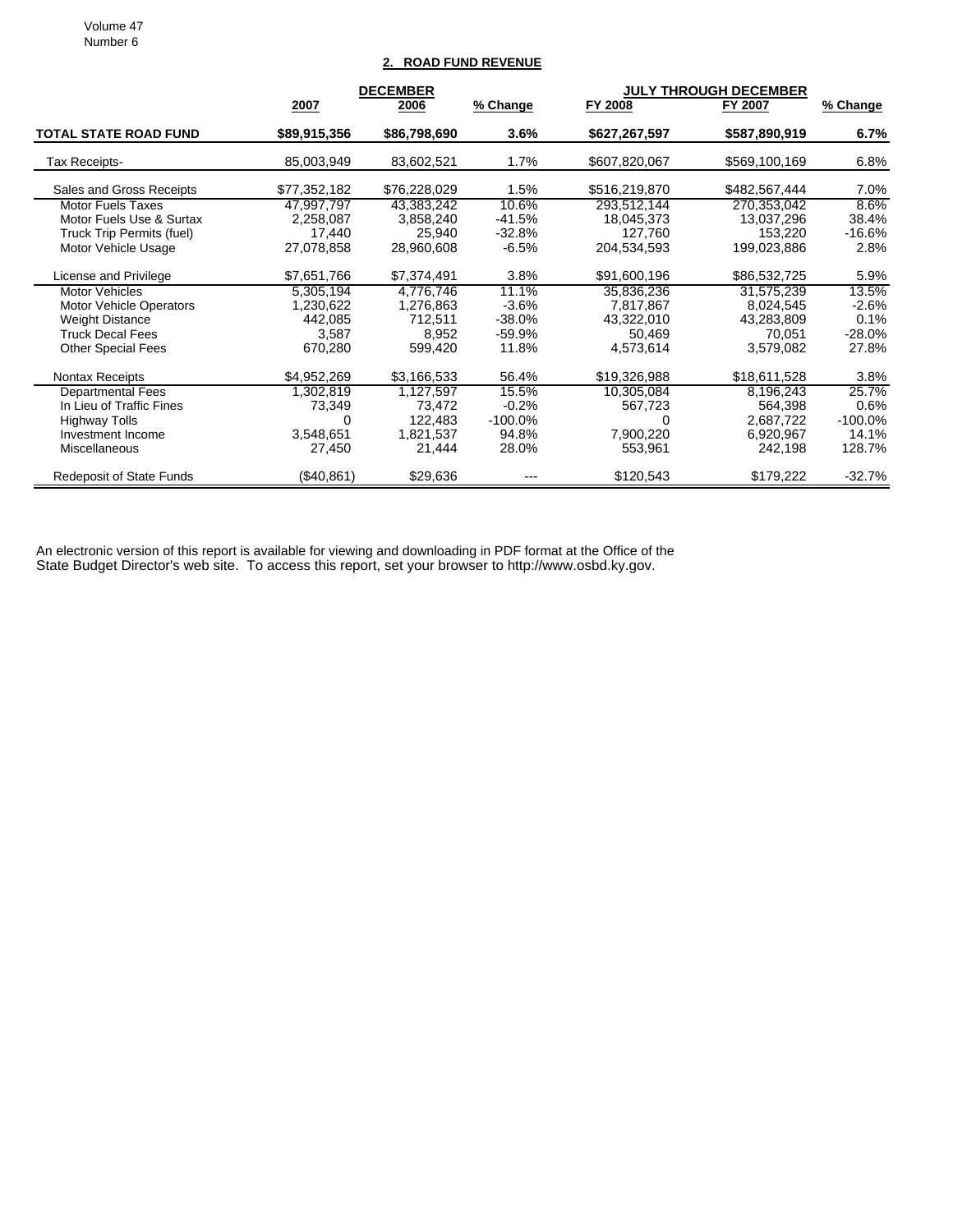## 2. ROAD FUND REVENUE

| | DECEMBER | | | JULY THROUGH DECEMBER | | |
|---|---|---|---|---|---|---|
| | 2007 | 2006 | % Change | FY 2008 | FY 2007 | % Change |
| **TOTAL STATE ROAD FUND** | **$89,915,356** | **$86,798,690** | **3.6%** | **$627,267,597** | **$587,890,919** | **6.7%** |
| Tax Receipts- | 85,003,949 | 83,602,521 | 1.7% | $607,820,067 | $569,100,169 | 6.8% |
| Sales and Gross Receipts | $77,352,182 | $76,228,029 | 1.5% | $516,219,870 | $482,567,444 | 7.0% |
| Motor Fuels Taxes | 47,997,797 | 43,383,242 | 10.6% | 293,512,144 | 270,353,042 | 8.6% |
| Motor Fuels Use & Surtax | 2,258,087 | 3,858,240 | -41.5% | 18,045,373 | 13,037,296 | 38.4% |
| Truck Trip Permits (fuel) | 17,440 | 25,940 | -32.8% | 127,760 | 153,220 | -16.6% |
| Motor Vehicle Usage | 27,078,858 | 28,960,608 | -6.5% | 204,534,593 | 199,023,886 | 2.8% |
| License and Privilege | $7,651,766 | $7,374,491 | 3.8% | $91,600,196 | $86,532,725 | 5.9% |
| Motor Vehicles | 5,305,194 | 4,776,746 | 11.1% | 35,836,236 | 31,575,239 | 13.5% |
| Motor Vehicle Operators | 1,230,622 | 1,276,863 | -3.6% | 7,817,867 | 8,024,545 | -2.6% |
| Weight Distance | 442,085 | 712,511 | -38.0% | 43,322,010 | 43,283,809 | 0.1% |
| Truck Decal Fees | 3,587 | 8,952 | -59.9% | 50,469 | 70,051 | -28.0% |
| Other Special Fees | 670,280 | 599,420 | 11.8% | 4,573,614 | 3,579,082 | 27.8% |
| Nontax Receipts | $4,952,269 | $3,166,533 | 56.4% | $19,326,988 | $18,611,528 | 3.8% |
| Departmental Fees | 1,302,819 | 1,127,597 | 15.5% | 10,305,084 | 8,196,243 | 25.7% |
| In Lieu of Traffic Fines | 73,349 | 73,472 | -0.2% | 567,723 | 564,398 | 0.6% |
| Highway Tolls | 0 | 122,483 | -100.0% | 0 | 2,687,722 | -100.0% |
| Investment Income | 3,548,651 | 1,821,537 | 94.8% | 7,900,220 | 6,920,967 | 14.1% |
| Miscellaneous | 27,450 | 21,444 | 28.0% | 553,961 | 242,198 | 128.7% |
| Redeposit of State Funds | ($40,861) | $29,636 | --- | $120,543 | $179,222 | -32.7% |

An electronic version of this report is available for viewing and downloading in PDF format at the Office of the State Budget Director's web site. To access this report, set your browser to http://www.osbd.ky.gov.